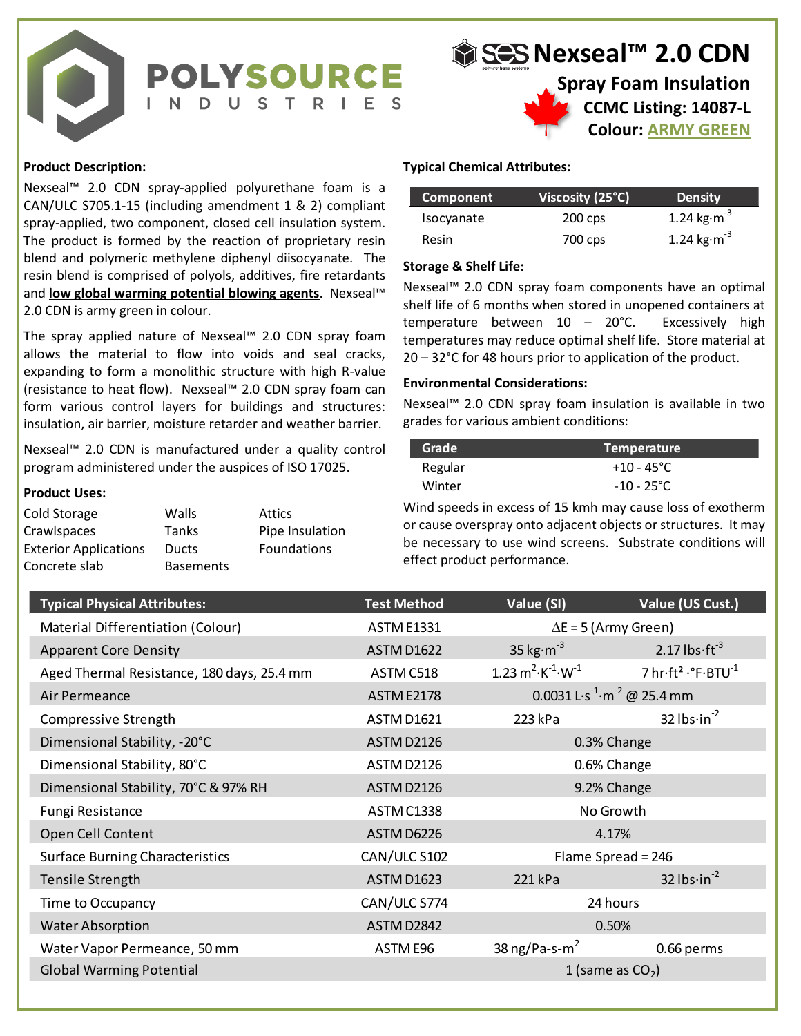# POLYSOURCE INDUSTRIES

# SES Nexseal™ 2.0 CDN

**Spray Foam Insulation**

**CCMC Listing: 14087-L**

**Colour: ARMY GREEN**

**Product Description:**

Nexseal™ 2.0 CDN spray-applied polyurethane foam is a CAN/ULC S705.1-15 (including amendment 1 & 2) compliant spray-applied, two component, closed cell insulation system. The product is formed by the reaction of proprietary resin blend and polymeric methylene diphenyl diisocyanate. The resin blend is comprised of polyols, additives, fire retardants and **low global warming potential blowing agents**. Nexseal™ 2.0 CDN is army green in colour.

The spray applied nature of Nexseal™ 2.0 CDN spray foam allows the material to flow into voids and seal cracks, expanding to form a monolithic structure with high R-value (resistance to heat flow). Nexseal™ 2.0 CDN spray foam can form various control layers for buildings and structures: insulation, air barrier, moisture retarder and weather barrier.

Nexseal™ 2.0 CDN is manufactured under a quality control program administered under the auspices of ISO 17025.

**Product Uses:**

| | | |
|---|---|---|
| Cold Storage | Walls | Attics |
| Crawlspaces | Tanks | Pipe Insulation |
| Exterior Applications | Ducts | Foundations |
| Concrete slab | Basements | |

**Typical Chemical Attributes:**

| Component | Viscosity (25°C) | Density |
|---|---|---|
| Isocyanate | 200 cps | 1.24 $kg \cdot m^{-3}$ |
| Resin | 700 cps | 1.24 $kg \cdot m^{-3}$ |

**Storage & Shelf Life:**

Nexseal™ 2.0 CDN spray foam components have an optimal shelf life of 6 months when stored in unopened containers at temperature between 10 – 20°C. Excessively high temperatures may reduce optimal shelf life. Store material at 20 – 32°C for 48 hours prior to application of the product.

**Environmental Considerations:**

Nexseal™ 2.0 CDN spray foam insulation is available in two grades for various ambient conditions:

| Grade | Temperature |
|---|---|
| Regular | +10 - 45°C |
| Winter | -10 - 25°C |

Wind speeds in excess of 15 kmh may cause loss of exotherm or cause overspray onto adjacent objects or structures. It may be necessary to use wind screens. Substrate conditions will effect product performance.

| Typical Physical Attributes: | Test Method | Value (SI) | Value (US Cust.) |
|---|---|---|---|
| Material Differentiation (Colour) | ASTM E1331 | $\Delta E$ = 5 (Army Green) | |
| Apparent Core Density | ASTM D1622 | 35 $kg \cdot m^{-3}$ | 2.17 $lbs \cdot ft^{-3}$ |
| Aged Thermal Resistance, 180 days, 25.4 mm | ASTM C518 | 1.23 $m^2 \cdot K^{-1} \cdot W^{-1}$ | 7 $hr \cdot ft^2 \cdot °F \cdot BTU^{-1}$ |
| Air Permeance | ASTM E2178 | 0.0031 $L \cdot s^{-1} \cdot m^{-2}$ @ 25.4 mm | |
| Compressive Strength | ASTM D1621 | 223 kPa | 32 $lbs \cdot in^{-2}$ |
| Dimensional Stability, -20°C | ASTM D2126 | 0.3% Change | |
| Dimensional Stability, 80°C | ASTM D2126 | 0.6% Change | |
| Dimensional Stability, 70°C & 97% RH | ASTM D2126 | 9.2% Change | |
| Fungi Resistance | ASTM C1338 | No Growth | |
| Open Cell Content | ASTM D6226 | 4.17% | |
| Surface Burning Characteristics | CAN/ULC S102 | Flame Spread = 246 | |
| Tensile Strength | ASTM D1623 | 221 kPa | 32 $lbs \cdot in^{-2}$ |
| Time to Occupancy | CAN/ULC S774 | 24 hours | |
| Water Absorption | ASTM D2842 | 0.50% | |
| Water Vapor Permeance, 50 mm | ASTM E96 | 38 ng/Pa-s-$m^2$ | 0.66 perms |
| Global Warming Potential | | 1 (same as $CO_2$) | |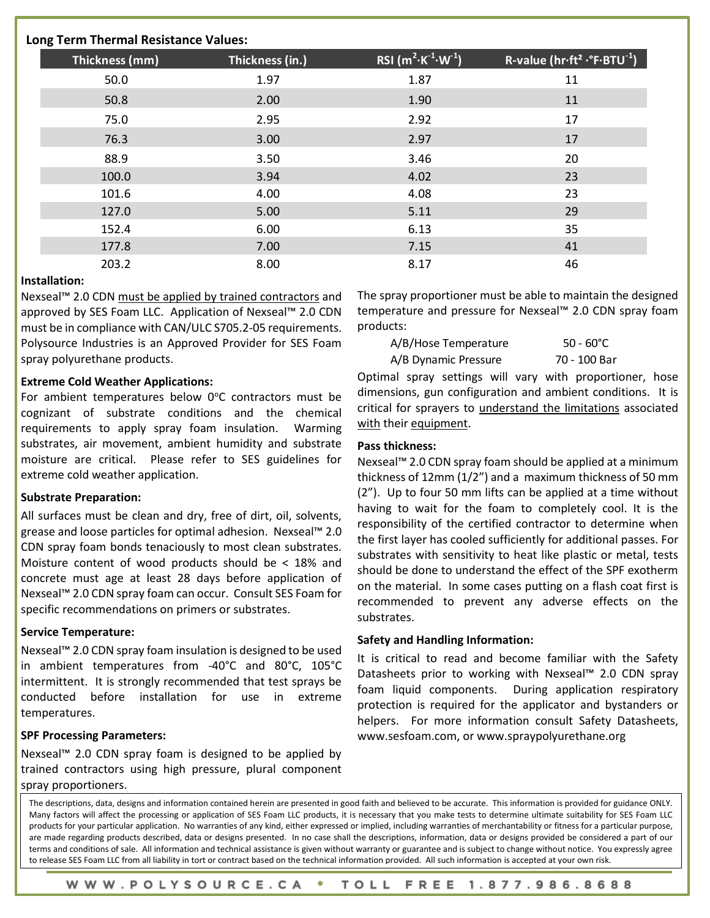**Long Term Thermal Resistance Values:**

| Thickness (mm) | Thickness (in.) | RSI ($m^2 \cdot K^{-1} \cdot W^{-1}$) | R-value ($hr \cdot ft^2 \cdot °F \cdot BTU^{-1}$) |
|---|---|---|---|
| 50.0 | 1.97 | 1.87 | 11 |
| 50.8 | 2.00 | 1.90 | 11 |
| 75.0 | 2.95 | 2.92 | 17 |
| 76.3 | 3.00 | 2.97 | 17 |
| 88.9 | 3.50 | 3.46 | 20 |
| 100.0 | 3.94 | 4.02 | 23 |
| 101.6 | 4.00 | 4.08 | 23 |
| 127.0 | 5.00 | 5.11 | 29 |
| 152.4 | 6.00 | 6.13 | 35 |
| 177.8 | 7.00 | 7.15 | 41 |
| 203.2 | 8.00 | 8.17 | 46 |

**Installation:**

Nexseal™ 2.0 CDN must be applied by trained contractors and approved by SES Foam LLC. Application of Nexseal™ 2.0 CDN must be in compliance with CAN/ULC S705.2-05 requirements. Polysource Industries is an Approved Provider for SES Foam spray polyurethane products.

**Extreme Cold Weather Applications:**

For ambient temperatures below 0°C contractors must be cognizant of substrate conditions and the chemical requirements to apply spray foam insulation. Warming substrates, air movement, ambient humidity and substrate moisture are critical. Please refer to SES guidelines for extreme cold weather application.

**Substrate Preparation:**

All surfaces must be clean and dry, free of dirt, oil, solvents, grease and loose particles for optimal adhesion. Nexseal™ 2.0 CDN spray foam bonds tenaciously to most clean substrates. Moisture content of wood products should be < 18% and concrete must age at least 28 days before application of Nexseal™ 2.0 CDN spray foam can occur. Consult SES Foam for specific recommendations on primers or substrates.

**Service Temperature:**

Nexseal™ 2.0 CDN spray foam insulation is designed to be used in ambient temperatures from -40°C and 80°C, 105°C intermittent. It is strongly recommended that test sprays be conducted before installation for use in extreme temperatures.

**SPF Processing Parameters:**

Nexseal™ 2.0 CDN spray foam is designed to be applied by trained contractors using high pressure, plural component spray proportioners.

The spray proportioner must be able to maintain the designed temperature and pressure for Nexseal™ 2.0 CDN spray foam products:

| | |
|---|---|
| A/B/Hose Temperature | 50 - 60°C |
| A/B Dynamic Pressure | 70 - 100 Bar |

Optimal spray settings will vary with proportioner, hose dimensions, gun configuration and ambient conditions. It is critical for sprayers to understand the limitations associated with their equipment.

**Pass thickness:**

Nexseal™ 2.0 CDN spray foam should be applied at a minimum thickness of 12mm (1/2") and a maximum thickness of 50 mm (2"). Up to four 50 mm lifts can be applied at a time without having to wait for the foam to completely cool. It is the responsibility of the certified contractor to determine when the first layer has cooled sufficiently for additional passes. For substrates with sensitivity to heat like plastic or metal, tests should be done to understand the effect of the SPF exotherm on the material. In some cases putting on a flash coat first is recommended to prevent any adverse effects on the substrates.

**Safety and Handling Information:**

It is critical to read and become familiar with the Safety Datasheets prior to working with Nexseal™ 2.0 CDN spray foam liquid components. During application respiratory protection is required for the applicator and bystanders or helpers. For more information consult Safety Datasheets, www.sesfoam.com, or www.spraypolyurethane.org

The descriptions, data, designs and information contained herein are presented in good faith and believed to be accurate. This information is provided for guidance ONLY. Many factors will affect the processing or application of SES Foam LLC products, it is necessary that you make tests to determine ultimate suitability for SES Foam LLC products for your particular application. No warranties of any kind, either expressed or implied, including warranties of merchantability or fitness for a particular purpose, are made regarding products described, data or designs presented. In no case shall the descriptions, information, data or designs provided be considered a part of our terms and conditions of sale. All information and technical assistance is given without warranty or guarantee and is subject to change without notice. You expressly agree to release SES Foam LLC from all liability in tort or contract based on the technical information provided. All such information is accepted at your own risk.

WWW.POLYSOURCE.CA • TOLL FREE 1.877.986.8688